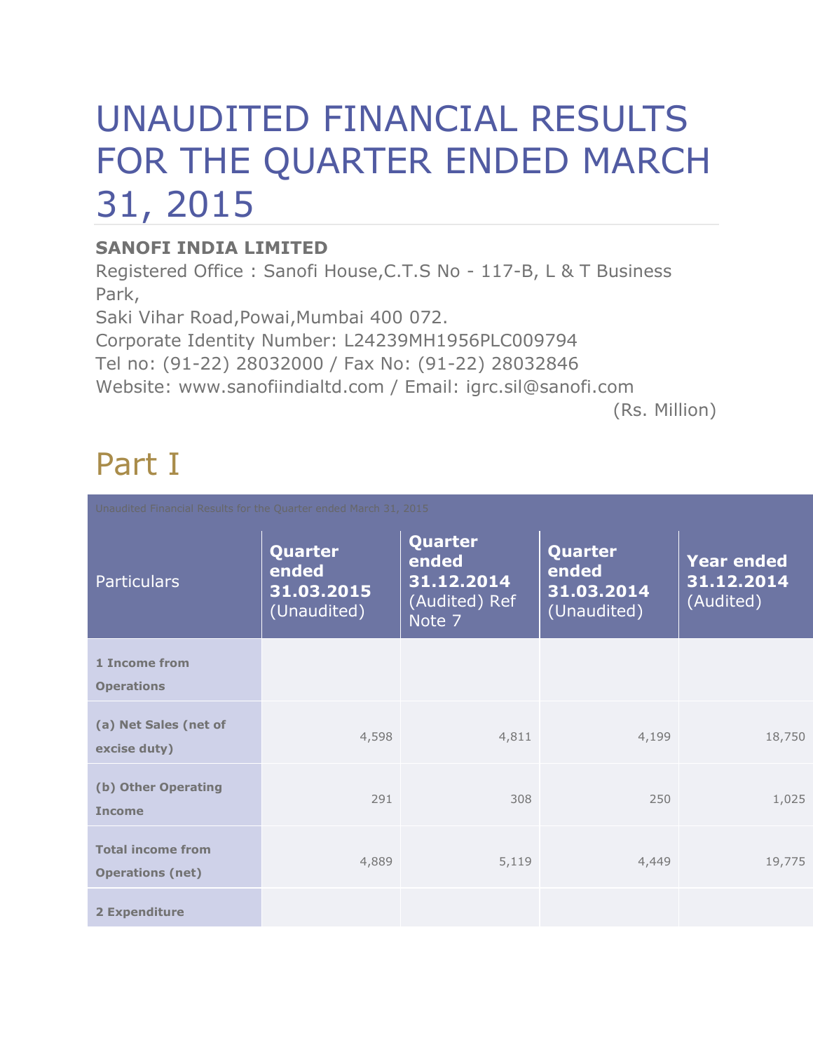# UNAUDITED FINANCIAL RESULTS FOR THE QUARTER ENDED MARCH 31, 2015

**SANOFI INDIA LIMITED**

Registered Office : Sanofi House,C.T.S No - 117-B, L & T Business Park,
Saki Vihar Road,Powai,Mumbai 400 072.
Corporate Identity Number: L24239MH1956PLC009794
Tel no: (91-22) 28032000 / Fax No: (91-22) 28032846
Website: www.sanofiindialtd.com / Email: igrc.sil@sanofi.com

(Rs. Million)

## Part I

Unaudited Financial Results for the Quarter ended March 31, 2015

| Particulars | Quarter ended 31.03.2015 (Unaudited) | Quarter ended 31.12.2014 (Audited) Ref Note 7 | Quarter ended 31.03.2014 (Unaudited) | Year ended 31.12.2014 (Audited) |
|---|---|---|---|---|
| **1 Income from Operations** | | | | |
| **(a) Net Sales (net of excise duty)** | 4,598 | 4,811 | 4,199 | 18,750 |
| **(b) Other Operating Income** | 291 | 308 | 250 | 1,025 |
| **Total income from Operations (net)** | 4,889 | 5,119 | 4,449 | 19,775 |
| **2 Expenditure** | | | | |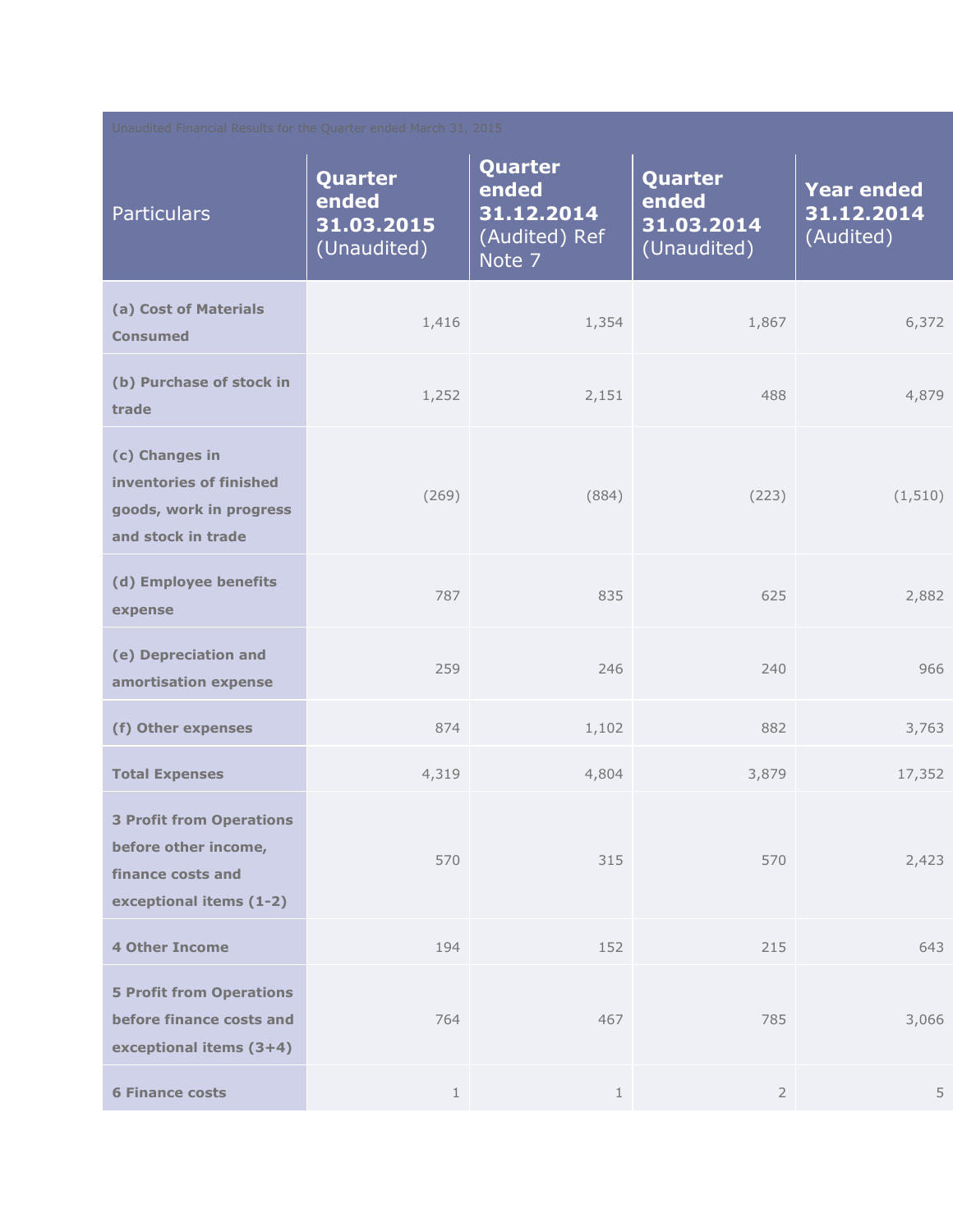| Unaudited Financial Results for the Quarter ended March 31, 2015 | | | | |
|---|---|---|---|---|
| Particulars | **Quarter ended 31.03.2015** (Unaudited) | **Quarter ended 31.12.2014** (Audited) Ref Note 7 | **Quarter ended 31.03.2014** (Unaudited) | **Year ended 31.12.2014** (Audited) |
| **(a) Cost of Materials Consumed** | 1,416 | 1,354 | 1,867 | 6,372 |
| **(b) Purchase of stock in trade** | 1,252 | 2,151 | 488 | 4,879 |
| **(c) Changes in inventories of finished goods, work in progress and stock in trade** | (269) | (884) | (223) | (1,510) |
| **(d) Employee benefits expense** | 787 | 835 | 625 | 2,882 |
| **(e) Depreciation and amortisation expense** | 259 | 246 | 240 | 966 |
| **(f) Other expenses** | 874 | 1,102 | 882 | 3,763 |
| **Total Expenses** | 4,319 | 4,804 | 3,879 | 17,352 |
| **3 Profit from Operations before other income, finance costs and exceptional items (1-2)** | 570 | 315 | 570 | 2,423 |
| **4 Other Income** | 194 | 152 | 215 | 643 |
| **5 Profit from Operations before finance costs and exceptional items (3+4)** | 764 | 467 | 785 | 3,066 |
| **6 Finance costs** | 1 | 1 | 2 | 5 |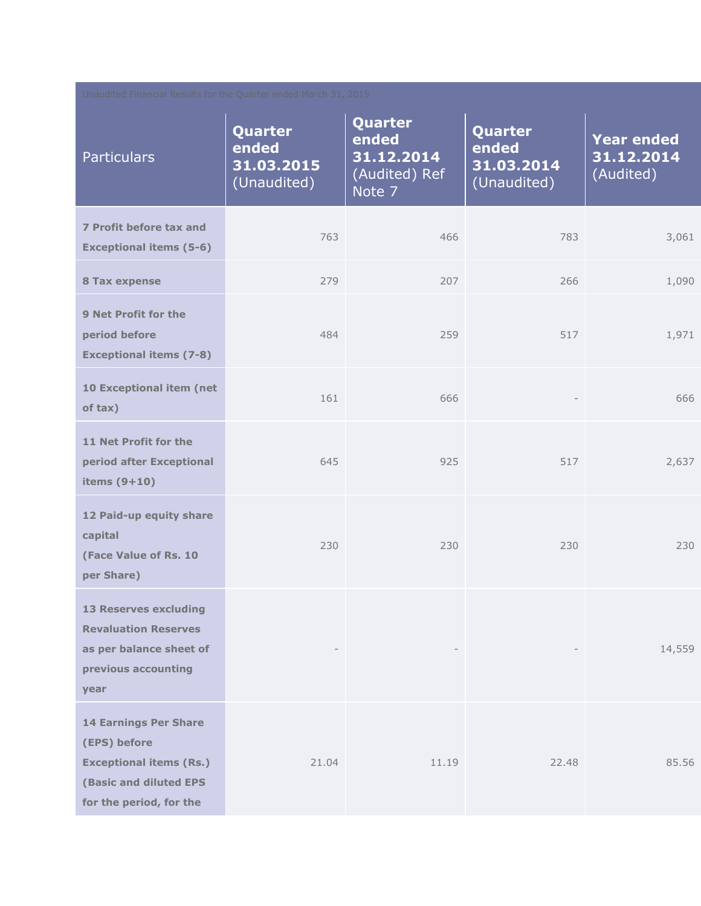Unaudited Financial Results for the Quarter ended March 31, 2015

| Particulars | Quarter ended 31.03.2015 (Unaudited) | Quarter ended 31.12.2014 (Audited) Ref Note 7 | Quarter ended 31.03.2014 (Unaudited) | Year ended 31.12.2014 (Audited) |
|---|---|---|---|---|
| **7 Profit before tax and Exceptional items (5-6)** | 763 | 466 | 783 | 3,061 |
| **8 Tax expense** | 279 | 207 | 266 | 1,090 |
| **9 Net Profit for the period before Exceptional items (7-8)** | 484 | 259 | 517 | 1,971 |
| **10 Exceptional item (net of tax)** | 161 | 666 | - | 666 |
| **11 Net Profit for the period after Exceptional items (9+10)** | 645 | 925 | 517 | 2,637 |
| **12 Paid-up equity share capital (Face Value of Rs. 10 per Share)** | 230 | 230 | 230 | 230 |
| **13 Reserves excluding Revaluation Reserves as per balance sheet of previous accounting year** | - | - | - | 14,559 |
| **14 Earnings Per Share (EPS) before Exceptional items (Rs.) (Basic and diluted EPS for the period, for the** | 21.04 | 11.19 | 22.48 | 85.56 |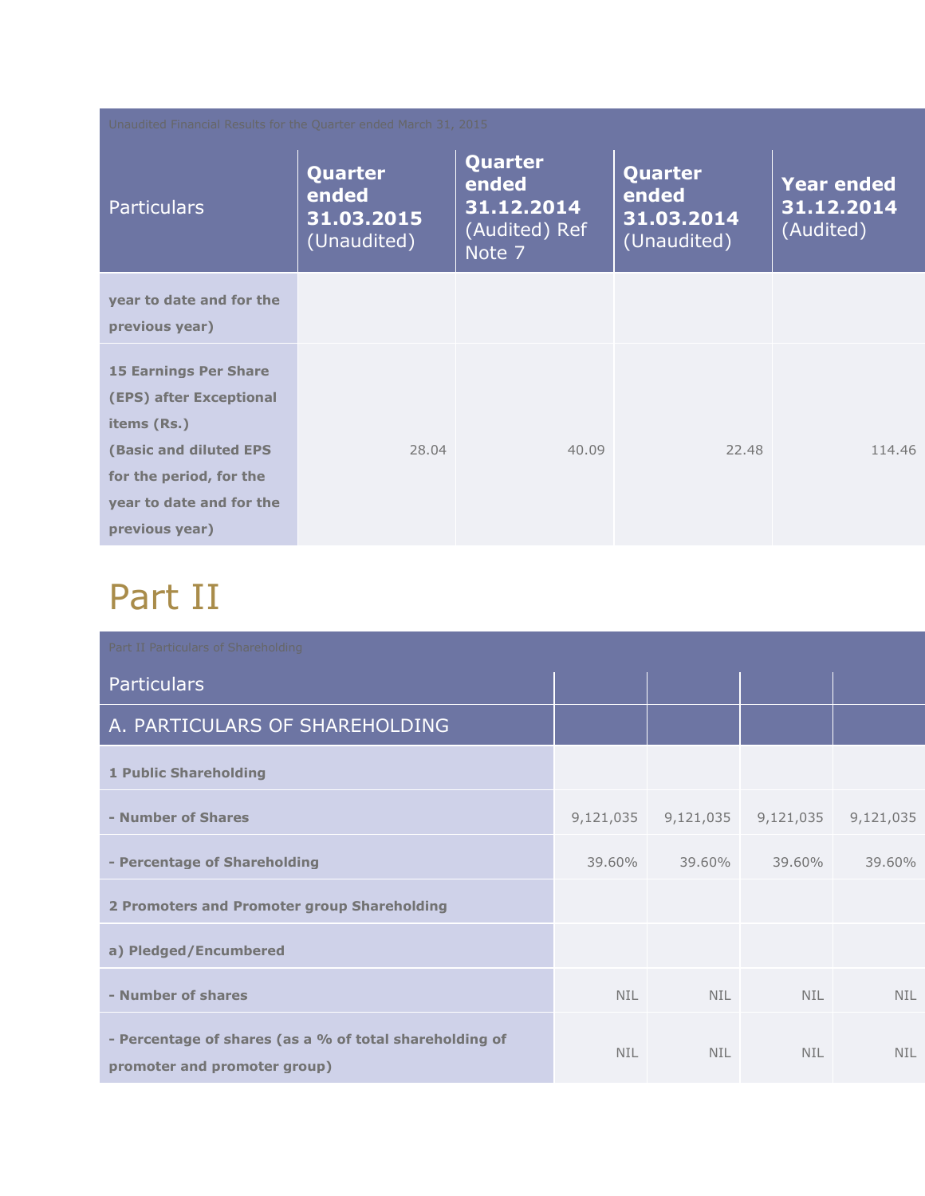| Unaudited Financial Results for the Quarter ended March 31, 2015 | | | | |
|---|---|---|---|---|
| Particulars | **Quarter ended 31.03.2015** (Unaudited) | **Quarter ended 31.12.2014** (Audited) Ref Note 7 | **Quarter ended 31.03.2014** (Unaudited) | **Year ended 31.12.2014** (Audited) |
| **year to date and for the previous year)** | | | | |
| **15 Earnings Per Share (EPS) after Exceptional items (Rs.) (Basic and diluted EPS for the period, for the year to date and for the previous year)** | 28.04 | 40.09 | 22.48 | 114.46 |

# Part II

| Part II Particulars of Shareholding | | | | |
|---|---|---|---|---|
| Particulars | | | | |
| A. PARTICULARS OF SHAREHOLDING | | | | |
| **1 Public Shareholding** | | | | |
| **- Number of Shares** | 9,121,035 | 9,121,035 | 9,121,035 | 9,121,035 |
| **- Percentage of Shareholding** | 39.60% | 39.60% | 39.60% | 39.60% |
| **2 Promoters and Promoter group Shareholding** | | | | |
| **a) Pledged/Encumbered** | | | | |
| **- Number of shares** | NIL | NIL | NIL | NIL |
| **- Percentage of shares (as a % of total shareholding of promoter and promoter group)** | NIL | NIL | NIL | NIL |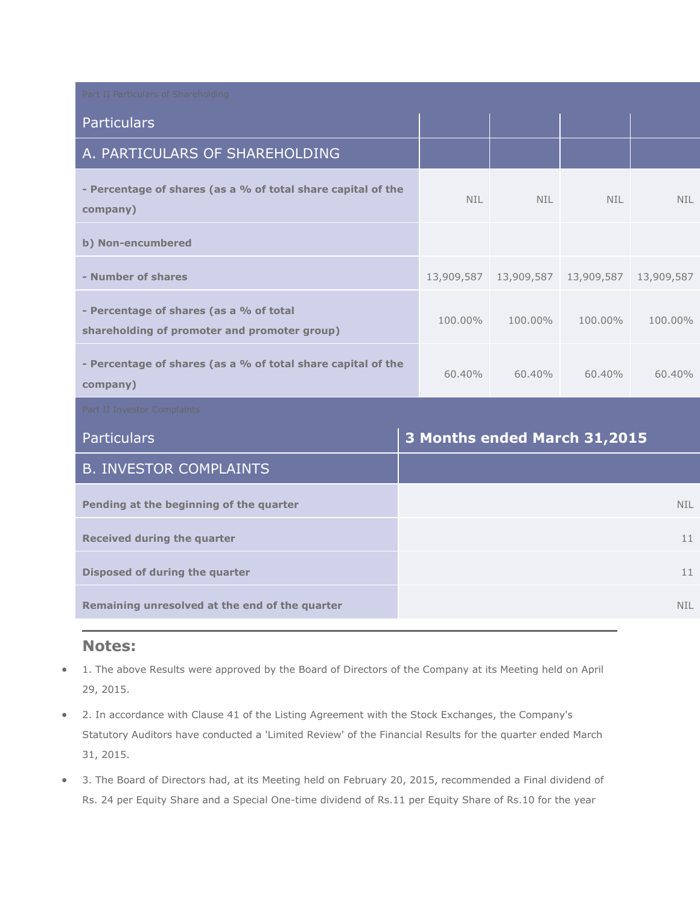Part II Particulars of Shareholding

| Particulars | | | | |
|---|---|---|---|---|
| A. PARTICULARS OF SHAREHOLDING | | | | |
| **- Percentage of shares (as a % of total share capital of the company)** | NIL | NIL | NIL | NIL |
| **b) Non-encumbered** | | | | |
| **- Number of shares** | 13,909,587 | 13,909,587 | 13,909,587 | 13,909,587 |
| **- Percentage of shares (as a % of total shareholding of promoter and promoter group)** | 100.00% | 100.00% | 100.00% | 100.00% |
| **- Percentage of shares (as a % of total share capital of the company)** | 60.40% | 60.40% | 60.40% | 60.40% |

Part II Investor Complaints

| Particulars | 3 Months ended March 31,2015 |
|---|---|
| B. INVESTOR COMPLAINTS | |
| **Pending at the beginning of the quarter** | NIL |
| **Received during the quarter** | 11 |
| **Disposed of during the quarter** | 11 |
| **Remaining unresolved at the end of the quarter** | NIL |

## Notes:

- 1. The above Results were approved by the Board of Directors of the Company at its Meeting held on April 29, 2015.
- 2. In accordance with Clause 41 of the Listing Agreement with the Stock Exchanges, the Company's Statutory Auditors have conducted a 'Limited Review' of the Financial Results for the quarter ended March 31, 2015.
- 3. The Board of Directors had, at its Meeting held on February 20, 2015, recommended a Final dividend of Rs. 24 per Equity Share and a Special One-time dividend of Rs.11 per Equity Share of Rs.10 for the year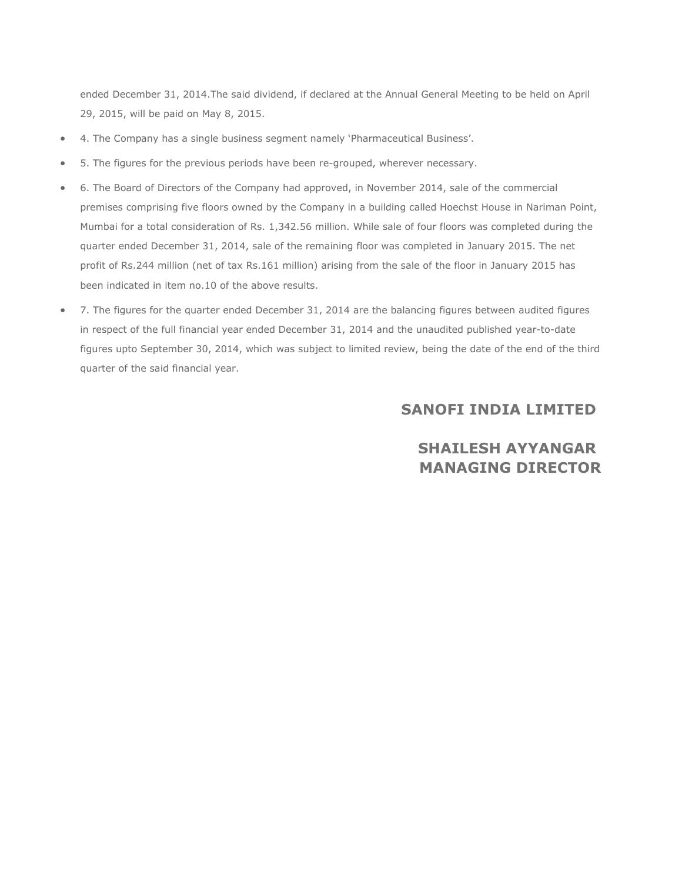ended December 31, 2014.The said dividend, if declared at the Annual General Meeting to be held on April 29, 2015, will be paid on May 8, 2015.

- 4. The Company has a single business segment namely 'Pharmaceutical Business'.
- 5. The figures for the previous periods have been re-grouped, wherever necessary.
- 6. The Board of Directors of the Company had approved, in November 2014, sale of the commercial premises comprising five floors owned by the Company in a building called Hoechst House in Nariman Point, Mumbai for a total consideration of Rs. 1,342.56 million. While sale of four floors was completed during the quarter ended December 31, 2014, sale of the remaining floor was completed in January 2015. The net profit of Rs.244 million (net of tax Rs.161 million) arising from the sale of the floor in January 2015 has been indicated in item no.10 of the above results.
- 7. The figures for the quarter ended December 31, 2014 are the balancing figures between audited figures in respect of the full financial year ended December 31, 2014 and the unaudited published year-to-date figures upto September 30, 2014, which was subject to limited review, being the date of the end of the third quarter of the said financial year.

**SANOFI INDIA LIMITED**

**SHAILESH AYYANGAR**
**MANAGING DIRECTOR**